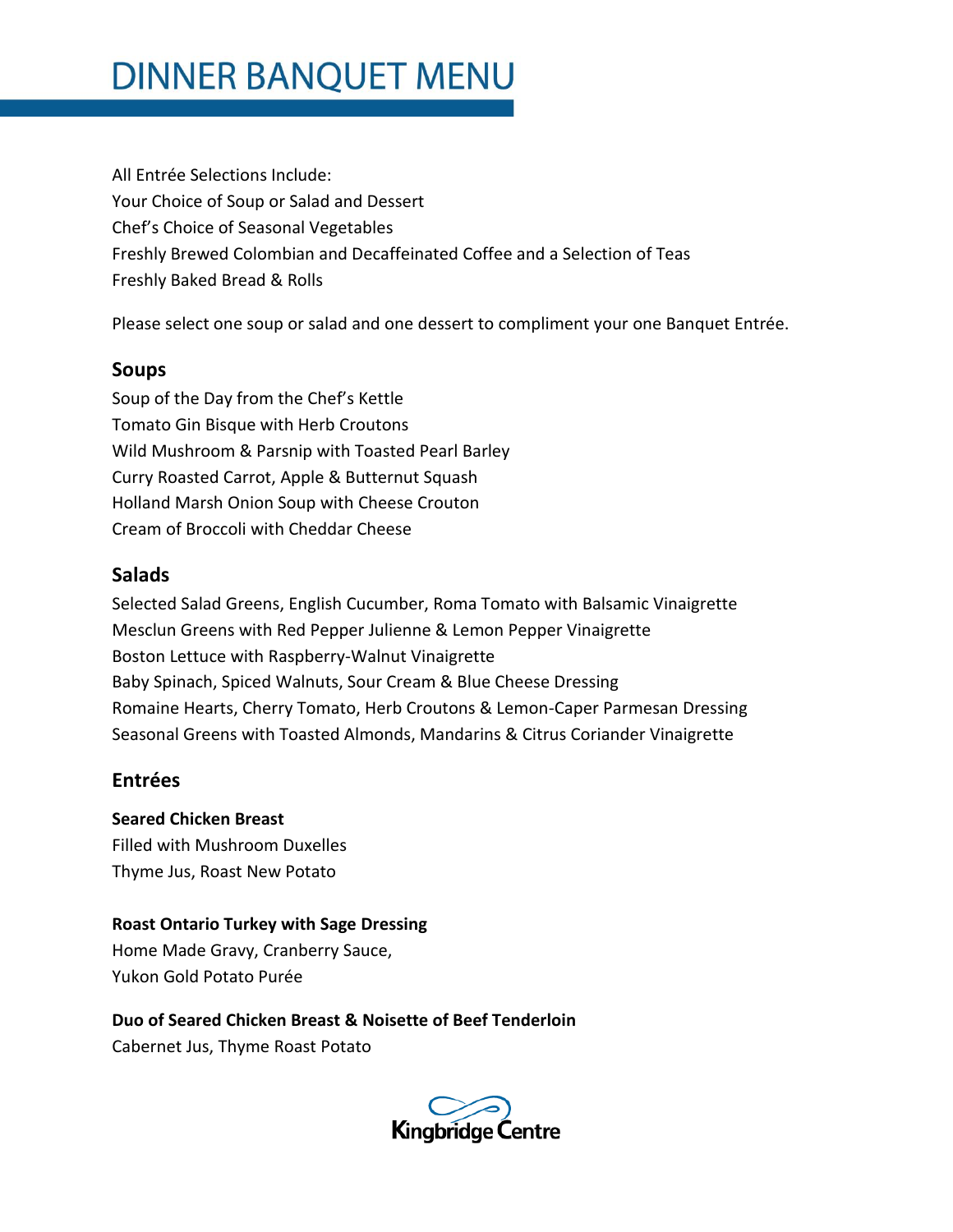# DINNER BANQUET MENU

All Entrée Selections Include:
Your Choice of Soup or Salad and Dessert
Chef's Choice of Seasonal Vegetables
Freshly Brewed Colombian and Decaffeinated Coffee and a Selection of Teas
Freshly Baked Bread & Rolls

Please select one soup or salad and one dessert to compliment your one Banquet Entrée.

## Soups

Soup of the Day from the Chef's Kettle
Tomato Gin Bisque with Herb Croutons
Wild Mushroom & Parsnip with Toasted Pearl Barley
Curry Roasted Carrot, Apple & Butternut Squash
Holland Marsh Onion Soup with Cheese Crouton
Cream of Broccoli with Cheddar Cheese

## Salads

Selected Salad Greens, English Cucumber, Roma Tomato with Balsamic Vinaigrette
Mesclun Greens with Red Pepper Julienne & Lemon Pepper Vinaigrette
Boston Lettuce with Raspberry-Walnut Vinaigrette
Baby Spinach, Spiced Walnuts, Sour Cream & Blue Cheese Dressing
Romaine Hearts, Cherry Tomato, Herb Croutons & Lemon-Caper Parmesan Dressing
Seasonal Greens with Toasted Almonds, Mandarins & Citrus Coriander Vinaigrette

## Entrées

**Seared Chicken Breast**
Filled with Mushroom Duxelles
Thyme Jus, Roast New Potato

**Roast Ontario Turkey with Sage Dressing**
Home Made Gravy, Cranberry Sauce,
Yukon Gold Potato Purée

**Duo of Seared Chicken Breast & Noisette of Beef Tenderloin**
Cabernet Jus, Thyme Roast Potato

Kingbridge Centre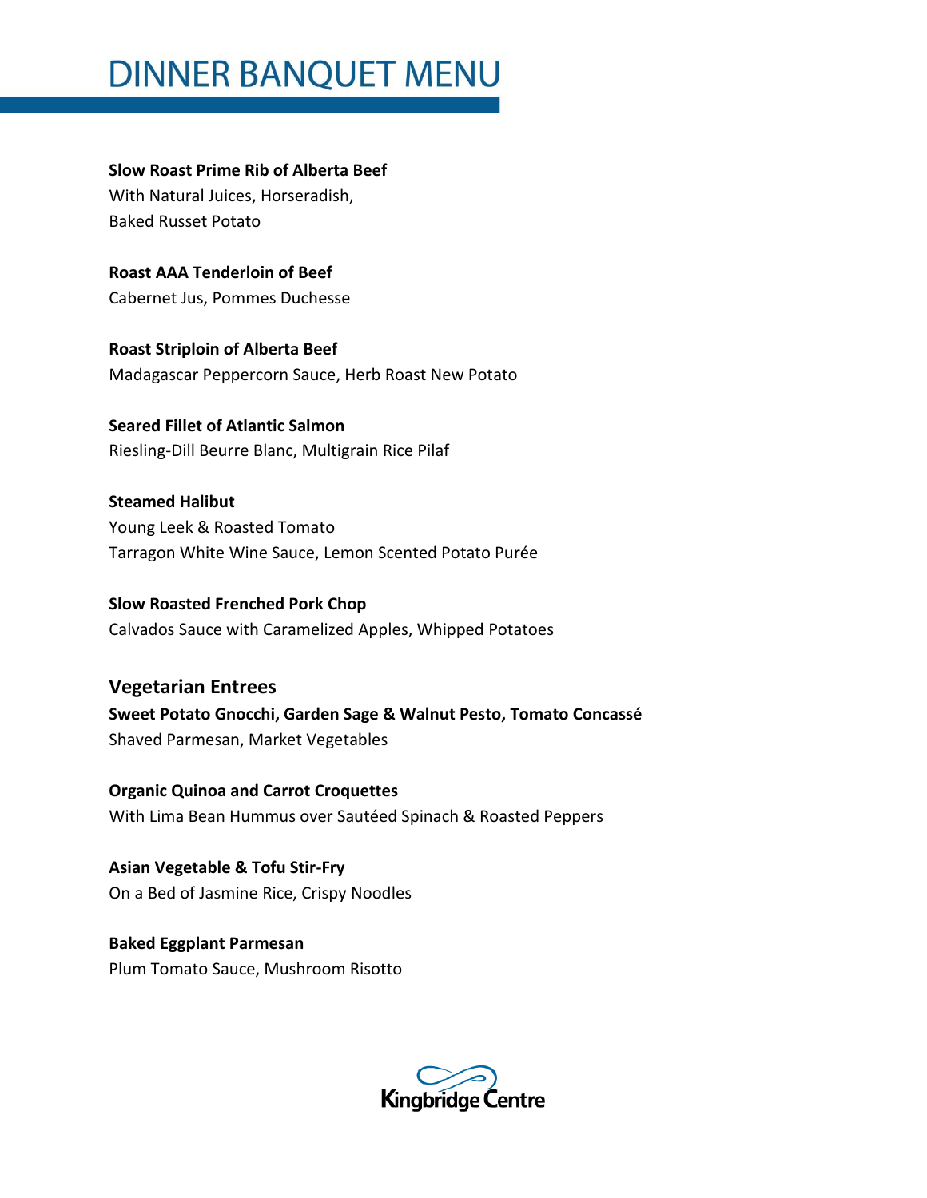# DINNER BANQUET MENU

**Slow Roast Prime Rib of Alberta Beef**
With Natural Juices, Horseradish,
Baked Russet Potato

**Roast AAA Tenderloin of Beef**
Cabernet Jus, Pommes Duchesse

**Roast Striploin of Alberta Beef**
Madagascar Peppercorn Sauce, Herb Roast New Potato

**Seared Fillet of Atlantic Salmon**
Riesling-Dill Beurre Blanc, Multigrain Rice Pilaf

**Steamed Halibut**
Young Leek & Roasted Tomato
Tarragon White Wine Sauce, Lemon Scented Potato Purée

**Slow Roasted Frenched Pork Chop**
Calvados Sauce with Caramelized Apples, Whipped Potatoes

## Vegetarian Entrees

**Sweet Potato Gnocchi, Garden Sage & Walnut Pesto, Tomato Concassé**
Shaved Parmesan, Market Vegetables

**Organic Quinoa and Carrot Croquettes**
With Lima Bean Hummus over Sautéed Spinach & Roasted Peppers

**Asian Vegetable & Tofu Stir-Fry**
On a Bed of Jasmine Rice, Crispy Noodles

**Baked Eggplant Parmesan**
Plum Tomato Sauce, Mushroom Risotto

Kingbridge Centre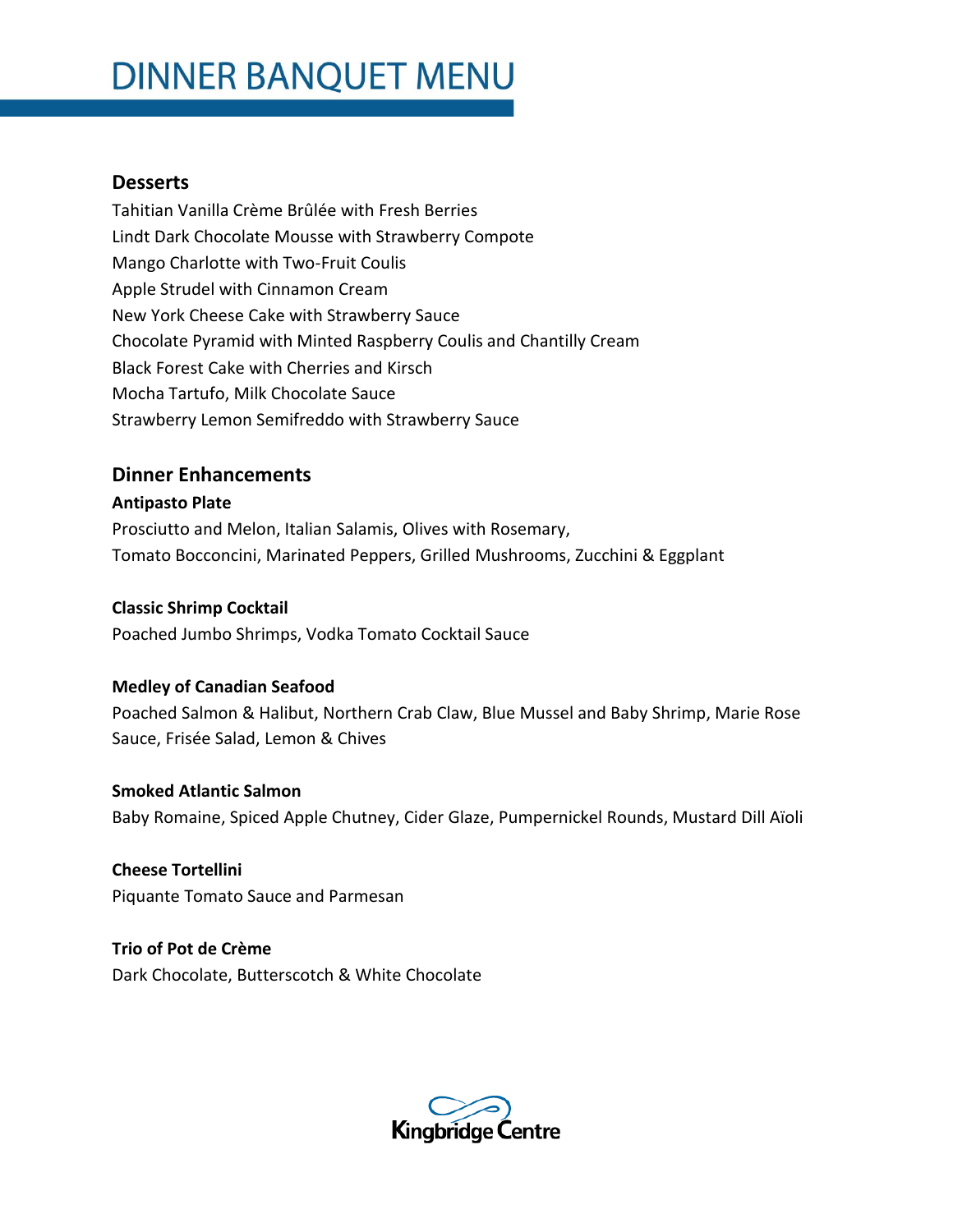# DINNER BANQUET MENU

## Desserts

Tahitian Vanilla Crème Brûlée with Fresh Berries
Lindt Dark Chocolate Mousse with Strawberry Compote
Mango Charlotte with Two-Fruit Coulis
Apple Strudel with Cinnamon Cream
New York Cheese Cake with Strawberry Sauce
Chocolate Pyramid with Minted Raspberry Coulis and Chantilly Cream
Black Forest Cake with Cherries and Kirsch
Mocha Tartufo, Milk Chocolate Sauce
Strawberry Lemon Semifreddo with Strawberry Sauce

## Dinner Enhancements

**Antipasto Plate**
Prosciutto and Melon, Italian Salamis, Olives with Rosemary,
Tomato Bocconcini, Marinated Peppers, Grilled Mushrooms, Zucchini & Eggplant

**Classic Shrimp Cocktail**
Poached Jumbo Shrimps, Vodka Tomato Cocktail Sauce

**Medley of Canadian Seafood**
Poached Salmon & Halibut, Northern Crab Claw, Blue Mussel and Baby Shrimp, Marie Rose Sauce, Frisée Salad, Lemon & Chives

**Smoked Atlantic Salmon**
Baby Romaine, Spiced Apple Chutney, Cider Glaze, Pumpernickel Rounds, Mustard Dill Aïoli

**Cheese Tortellini**
Piquante Tomato Sauce and Parmesan

**Trio of Pot de Crème**
Dark Chocolate, Butterscotch & White Chocolate

Kingbridge Centre